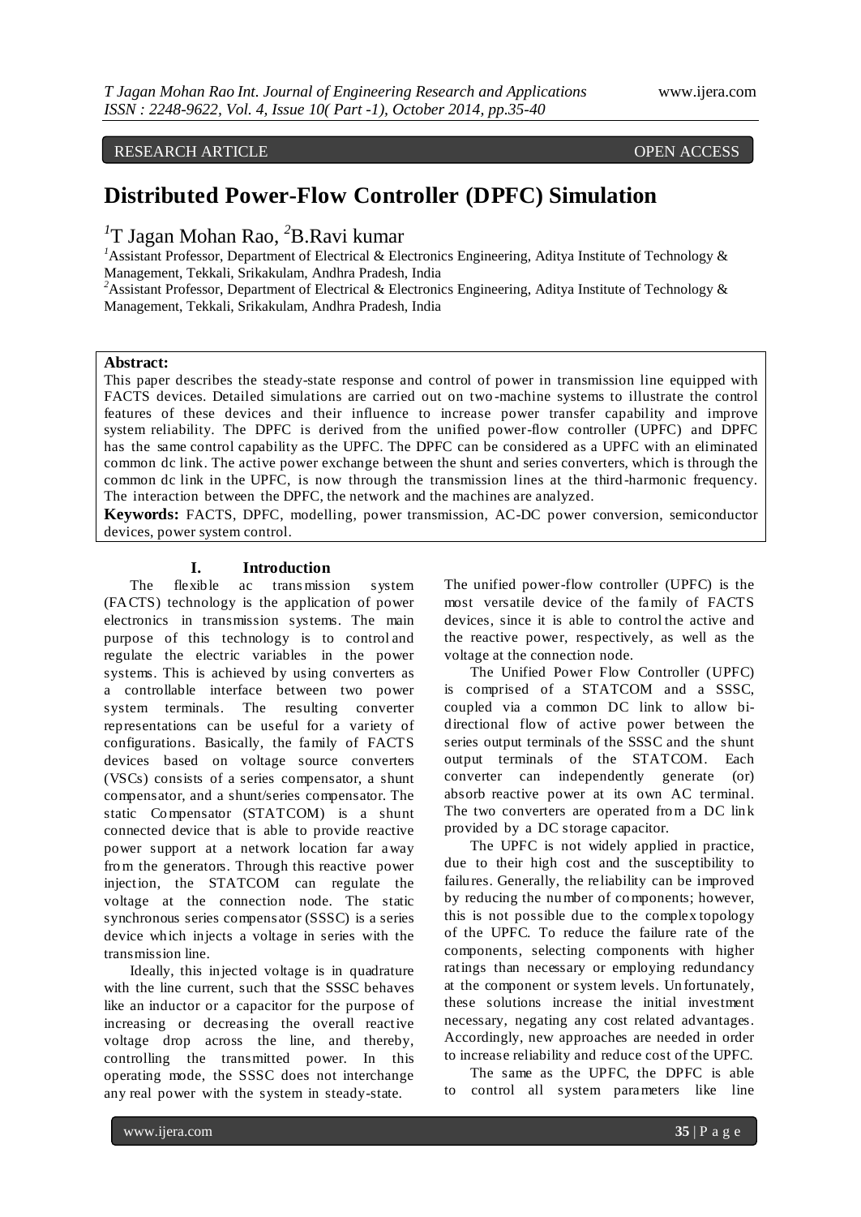RESEARCH ARTICLE OPEN ACCESS

# Distributed Power-Flow Controller (DPFC) Simulation

[1]T Jagan Mohan Rao, [2]B.Ravi kumar

[1]Assistant Professor, Department of Electrical & Electronics Engineering, Aditya Institute of Technology & Management, Tekkali, Srikakulam, Andhra Pradesh, India

[2]Assistant Professor, Department of Electrical & Electronics Engineering, Aditya Institute of Technology & Management, Tekkali, Srikakulam, Andhra Pradesh, India

**Abstract:**
This paper describes the steady-state response and control of power in transmission line equipped with FACTS devices. Detailed simulations are carried out on two-machine systems to illustrate the control features of these devices and their influence to increase power transfer capability and improve system reliability. The DPFC is derived from the unified power-flow controller (UPFC) and DPFC has the same control capability as the UPFC. The DPFC can be considered as a UPFC with an eliminated common dc link. The active power exchange between the shunt and series converters, which is through the common dc link in the UPFC, is now through the transmission lines at the third-harmonic frequency. The interaction between the DPFC, the network and the machines are analyzed.

**Keywords:** FACTS, DPFC, modelling, power transmission, AC-DC power conversion, semiconductor devices, power system control.

## I. Introduction

The flexible ac transmission system (FACTS) technology is the application of power electronics in transmission systems. The main purpose of this technology is to control and regulate the electric variables in the power systems. This is achieved by using converters as a controllable interface between two power system terminals. The resulting converter representations can be useful for a variety of configurations. Basically, the family of FACTS devices based on voltage source converters (VSCs) consists of a series compensator, a shunt compensator, and a shunt/series compensator. The static Compensator (STATCOM) is a shunt connected device that is able to provide reactive power support at a network location far away from the generators. Through this reactive power injection, the STATCOM can regulate the voltage at the connection node. The static synchronous series compensator (SSSC) is a series device which injects a voltage in series with the transmission line.

Ideally, this injected voltage is in quadrature with the line current, such that the SSSC behaves like an inductor or a capacitor for the purpose of increasing or decreasing the overall reactive voltage drop across the line, and thereby, controlling the transmitted power. In this operating mode, the SSSC does not interchange any real power with the system in steady-state.

The unified power-flow controller (UPFC) is the most versatile device of the family of FACTS devices, since it is able to control the active and the reactive power, respectively, as well as the voltage at the connection node.

The Unified Power Flow Controller (UPFC) is comprised of a STATCOM and a SSSC, coupled via a common DC link to allow bi-directional flow of active power between the series output terminals of the SSSC and the shunt output terminals of the STATCOM. Each converter can independently generate (or) absorb reactive power at its own AC terminal. The two converters are operated from a DC link provided by a DC storage capacitor.

The UPFC is not widely applied in practice, due to their high cost and the susceptibility to failures. Generally, the reliability can be improved by reducing the number of components; however, this is not possible due to the complex topology of the UPFC. To reduce the failure rate of the components, selecting components with higher ratings than necessary or employing redundancy at the component or system levels. Unfortunately, these solutions increase the initial investment necessary, negating any cost related advantages. Accordingly, new approaches are needed in order to increase reliability and reduce cost of the UPFC.

The same as the UPFC, the DPFC is able to control all system parameters like line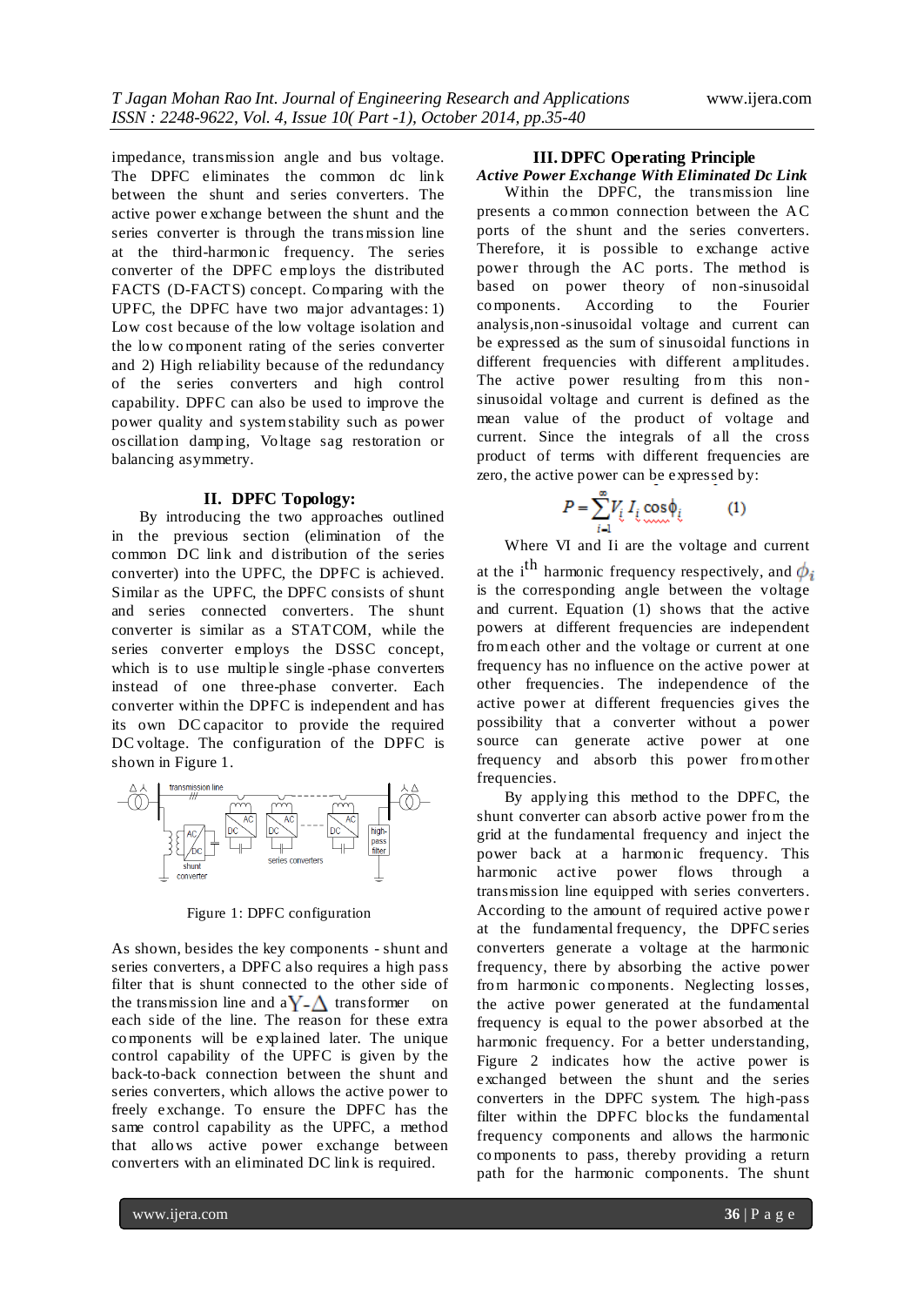impedance, transmission angle and bus voltage. The DPFC eliminates the common dc link between the shunt and series converters. The active power exchange between the shunt and the series converter is through the transmission line at the third-harmonic frequency. The series converter of the DPFC employs the distributed FACTS (D-FACTS) concept. Comparing with the UPFC, the DPFC have two major advantages: 1) Low cost because of the low voltage isolation and the low component rating of the series converter and 2) High reliability because of the redundancy of the series converters and high control capability. DPFC can also be used to improve the power quality and system stability such as power oscillation damping, Voltage sag restoration or balancing asymmetry.

## II. DPFC Topology:

By introducing the two approaches outlined in the previous section (elimination of the common DC link and distribution of the series converter) into the UPFC, the DPFC is achieved. Similar as the UPFC, the DPFC consists of shunt and series connected converters. The shunt converter is similar as a STATCOM, while the series converter employs the DSSC concept, which is to use multiple single-phase converters instead of one three-phase converter. Each converter within the DPFC is independent and has its own DC capacitor to provide the required DC voltage. The configuration of the DPFC is shown in Figure 1.

Figure 1: DPFC configuration

As shown, besides the key components - shunt and series converters, a DPFC also requires a high pass filter that is shunt connected to the other side of the transmission line and a $Y$-$\Delta$ transformer on each side of the line. The reason for these extra components will be explained later. The unique control capability of the UPFC is given by the back-to-back connection between the shunt and series converters, which allows the active power to freely exchange. To ensure the DPFC has the same control capability as the UPFC, a method that allows active power exchange between converters with an eliminated DC link is required.

## III. DPFC Operating Principle

***Active Power Exchange With Eliminated Dc Link***

Within the DPFC, the transmission line presents a common connection between the AC ports of the shunt and the series converters. Therefore, it is possible to exchange active power through the AC ports. The method is based on power theory of non-sinusoidal components. According to the Fourier analysis,non-sinusoidal voltage and current can be expressed as the sum of sinusoidal functions in different frequencies with different amplitudes. The active power resulting from this non-sinusoidal voltage and current is defined as the mean value of the product of voltage and current. Since the integrals of all the cross product of terms with different frequencies are zero, the active power can be expressed by:

$$P = \sum_{i=1}^{\infty} V_i \, I_i \cos\phi_i \qquad (1)$$

Where VI and Ii are the voltage and current at the $i^{th}$ harmonic frequency respectively, and $\phi_i$ is the corresponding angle between the voltage and current. Equation (1) shows that the active powers at different frequencies are independent from each other and the voltage or current at one frequency has no influence on the active power at other frequencies. The independence of the active power at different frequencies gives the possibility that a converter without a power source can generate active power at one frequency and absorb this power from other frequencies.

By applying this method to the DPFC, the shunt converter can absorb active power from the grid at the fundamental frequency and inject the power back at a harmonic frequency. This harmonic active power flows through a transmission line equipped with series converters. According to the amount of required active power at the fundamental frequency, the DPFC series converters generate a voltage at the harmonic frequency, there by absorbing the active power from harmonic components. Neglecting losses, the active power generated at the fundamental frequency is equal to the power absorbed at the harmonic frequency. For a better understanding, Figure 2 indicates how the active power is exchanged between the shunt and the series converters in the DPFC system. The high-pass filter within the DPFC blocks the fundamental frequency components and allows the harmonic components to pass, thereby providing a return path for the harmonic components. The shunt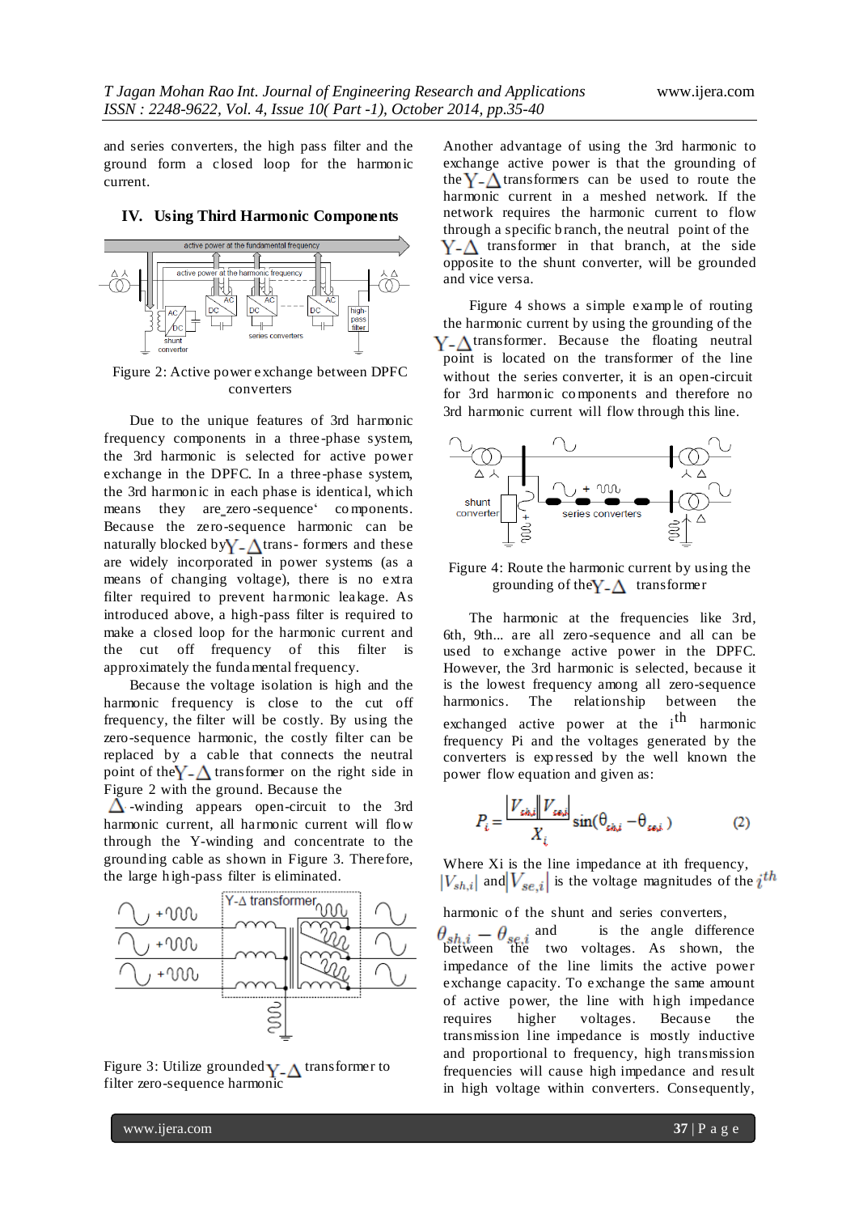and series converters, the high pass filter and the ground form a closed loop for the harmonic current.

## IV. Using Third Harmonic Components

Figure 2: Active power exchange between DPFC converters

Due to the unique features of 3rd harmonic frequency components in a three-phase system, the 3rd harmonic is selected for active power exchange in the DPFC. In a three-phase system, the 3rd harmonic in each phase is identical, which means they are zero-sequence' components. Because the zero-sequence harmonic can be naturally blocked by Y-Δ trans- formers and these are widely incorporated in power systems (as a means of changing voltage), there is no extra filter required to prevent harmonic leakage. As introduced above, a high-pass filter is required to make a closed loop for the harmonic current and the cut off frequency of this filter is approximately the fundamental frequency.

Because the voltage isolation is high and the harmonic frequency is close to the cut off frequency, the filter will be costly. By using the zero-sequence harmonic, the costly filter can be replaced by a cable that connects the neutral point of the Y-Δ transformer on the right side in Figure 2 with the ground. Because the Δ -winding appears open-circuit to the 3rd harmonic current, all harmonic current will flow through the Y-winding and concentrate to the grounding cable as shown in Figure 3. Therefore, the large high-pass filter is eliminated.

Figure 3: Utilize grounded Y-Δ transformer to filter zero-sequence harmonic

Another advantage of using the 3rd harmonic to exchange active power is that the grounding of the Y-Δ transformers can be used to route the harmonic current in a meshed network. If the network requires the harmonic current to flow through a specific branch, the neutral point of the Y-Δ transformer in that branch, at the side opposite to the shunt converter, will be grounded and vice versa.

Figure 4 shows a simple example of routing the harmonic current by using the grounding of the Y-Δ transformer. Because the floating neutral point is located on the transformer of the line without the series converter, it is an open-circuit for 3rd harmonic components and therefore no 3rd harmonic current will flow through this line.

Figure 4: Route the harmonic current by using the grounding of the Y-Δ transformer

The harmonic at the frequencies like 3rd, 6th, 9th... are all zero-sequence and all can be used to exchange active power in the DPFC. However, the 3rd harmonic is selected, because it is the lowest frequency among all zero-sequence harmonics. The relationship between the exchanged active power at the $i^{th}$ harmonic frequency Pi and the voltages generated by the converters is expressed by the well known the power flow equation and given as:

$$P_i = \frac{|V_{sh,i}||V_{se,i}|}{X_i}\sin(\theta_{sh,i} - \theta_{se,i}) \qquad (2)$$

Where Xi is the line impedance at ith frequency, $|V_{sh,i}|$ and $|V_{se,i}|$ is the voltage magnitudes of the $i^{th}$ harmonic of the shunt and series converters, $\theta_{sh,i} - \theta_{se,i}$ and is the angle difference between the two voltages. As shown, the impedance of the line limits the active power exchange capacity. To exchange the same amount of active power, the line with high impedance requires higher voltages. Because the transmission line impedance is mostly inductive and proportional to frequency, high transmission frequencies will cause high impedance and result in high voltage within converters. Consequently,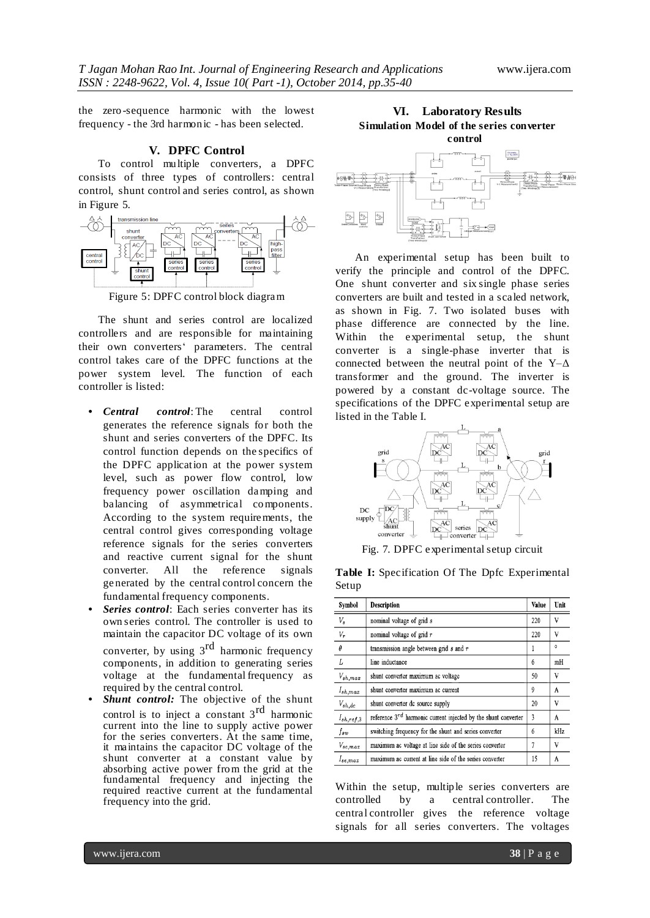the zero-sequence harmonic with the lowest frequency - the 3rd harmonic - has been selected.

## V. DPFC Control

To control multiple converters, a DPFC consists of three types of controllers: central control, shunt control and series control, as shown in Figure 5.

Figure 5: DPFC control block diagram

The shunt and series control are localized controllers and are responsible for maintaining their own converters' parameters. The central control takes care of the DPFC functions at the power system level. The function of each controller is listed:

- ***Central control***: The central control generates the reference signals for both the shunt and series converters of the DPFC. Its control function depends on the specifics of the DPFC application at the power system level, such as power flow control, low frequency power oscillation damping and balancing of asymmetrical components. According to the system requirements, the central control gives corresponding voltage reference signals for the series converters and reactive current signal for the shunt converter. All the reference signals generated by the central control concern the fundamental frequency components.
- ***Series control***: Each series converter has its own series control. The controller is used to maintain the capacitor DC voltage of its own converter, by using $3^{rd}$ harmonic frequency components, in addition to generating series voltage at the fundamental frequency as required by the central control.
- ***Shunt control:*** The objective of the shunt control is to inject a constant $3^{rd}$ harmonic current into the line to supply active power for the series converters. At the same time, it maintains the capacitor DC voltage of the shunt converter at a constant value by absorbing active power from the grid at the fundamental frequency and injecting the required reactive current at the fundamental frequency into the grid.

## VI. Laboratory Results

### Simulation Model of the series converter control

An experimental setup has been built to verify the principle and control of the DPFC. One shunt converter and six single phase series converters are built and tested in a scaled network, as shown in Fig. 7. Two isolated buses with phase difference are connected by the line. Within the experimental setup, the shunt converter is a single-phase inverter that is connected between the neutral point of the Y–Δ transformer and the ground. The inverter is powered by a constant dc-voltage source. The specifications of the DPFC experimental setup are listed in the Table I.

Fig. 7. DPFC experimental setup circuit

**Table I:** Specification Of The Dpfc Experimental Setup

| Symbol | Description | Value | Unit |
|---|---|---|---|
| $V_s$ | nominal voltage of grid $s$ | 220 | V |
| $V_r$ | nominal voltage of grid $r$ | 220 | V |
| $\theta$ | transmission angle between grid $s$ and $r$ | 1 | ° |
| $L$ | line inductance | 6 | mH |
| $V_{sh,max}$ | shunt converter maximum ac voltage | 50 | V |
| $I_{sh,max}$ | shunt converter maximum ac current | 9 | A |
| $V_{sh,dc}$ | shunt converter dc source supply | 20 | V |
| $I_{sh,ref,3}$ | reference $3^{rd}$ harmonic current injected by the shunt converter | 3 | A |
| $f_{sw}$ | switching frequency for the shunt and series converter | 6 | kHz |
| $V_{se,max}$ | maximum ac voltage at line side of the series converter | 7 | V |
| $I_{se,max}$ | maximum ac current at line side of the series converter | 15 | A |

Within the setup, multiple series converters are controlled by a central controller. The central controller gives the reference voltage signals for all series converters. The voltages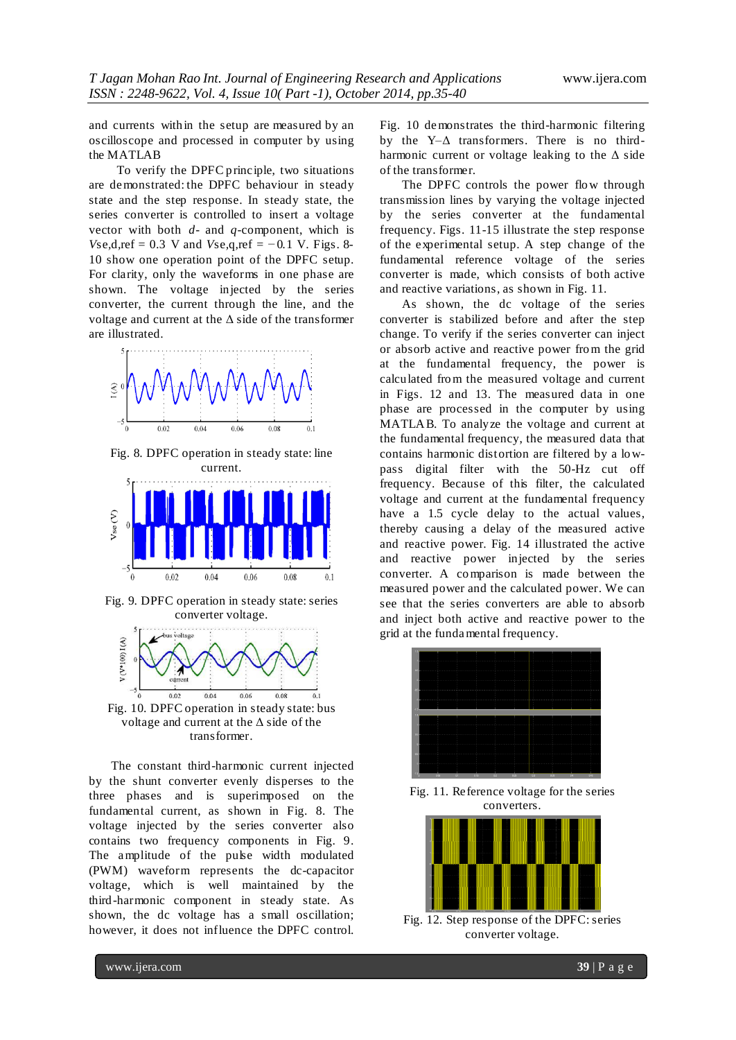and currents within the setup are measured by an oscilloscope and processed in computer by using the MATLAB

To verify the DPFC principle, two situations are demonstrated: the DPFC behaviour in steady state and the step response. In steady state, the series converter is controlled to insert a voltage vector with both *d*- and *q*-component, which is $V_{se,d,ref} = 0.3$ V and $V_{se,q,ref} = -0.1$ V. Figs. 8-10 show one operation point of the DPFC setup. For clarity, only the waveforms in one phase are shown. The voltage injected by the series converter, the current through the line, and the voltage and current at the Δ side of the transformer are illustrated.

Fig. 8. DPFC operation in steady state: line current.

Fig. 9. DPFC operation in steady state: series converter voltage.

Fig. 10. DPFC operation in steady state: bus voltage and current at the Δ side of the transformer.

The constant third-harmonic current injected by the shunt converter evenly disperses to the three phases and is superimposed on the fundamental current, as shown in Fig. 8. The voltage injected by the series converter also contains two frequency components in Fig. 9. The amplitude of the pulse width modulated (PWM) waveform represents the dc-capacitor voltage, which is well maintained by the third-harmonic component in steady state. As shown, the dc voltage has a small oscillation; however, it does not influence the DPFC control. Fig. 10 demonstrates the third-harmonic filtering by the Y–Δ transformers. There is no third-harmonic current or voltage leaking to the Δ side of the transformer.

The DPFC controls the power flow through transmission lines by varying the voltage injected by the series converter at the fundamental frequency. Figs. 11-15 illustrate the step response of the experimental setup. A step change of the fundamental reference voltage of the series converter is made, which consists of both active and reactive variations, as shown in Fig. 11.

As shown, the dc voltage of the series converter is stabilized before and after the step change. To verify if the series converter can inject or absorb active and reactive power from the grid at the fundamental frequency, the power is calculated from the measured voltage and current in Figs. 12 and 13. The measured data in one phase are processed in the computer by using MATLAB. To analyze the voltage and current at the fundamental frequency, the measured data that contains harmonic distortion are filtered by a low-pass digital filter with the 50-Hz cut off frequency. Because of this filter, the calculated voltage and current at the fundamental frequency have a 1.5 cycle delay to the actual values, thereby causing a delay of the measured active and reactive power. Fig. 14 illustrated the active and reactive power injected by the series converter. A comparison is made between the measured power and the calculated power. We can see that the series converters are able to absorb and inject both active and reactive power to the grid at the fundamental frequency.

Fig. 11. Reference voltage for the series converters.

Fig. 12. Step response of the DPFC: series converter voltage.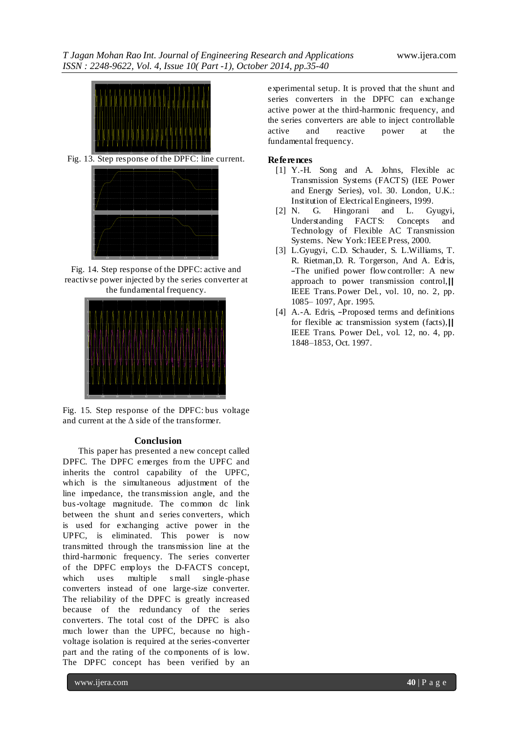Fig. 13. Step response of the DPFC: line current.

Fig. 14. Step response of the DPFC: active and reactivse power injected by the series converter at the fundamental frequency.

Fig. 15. Step response of the DPFC: bus voltage and current at the Δ side of the transformer.

## Conclusion

This paper has presented a new concept called DPFC. The DPFC emerges from the UPFC and inherits the control capability of the UPFC, which is the simultaneous adjustment of the line impedance, the transmission angle, and the bus-voltage magnitude. The common dc link between the shunt and series converters, which is used for exchanging active power in the UPFC, is eliminated. This power is now transmitted through the transmission line at the third-harmonic frequency. The series converter of the DPFC employs the D-FACTS concept, which uses multiple small single-phase converters instead of one large-size converter. The reliability of the DPFC is greatly increased because of the redundancy of the series converters. The total cost of the DPFC is also much lower than the UPFC, because no high-voltage isolation is required at the series-converter part and the rating of the components of is low. The DPFC concept has been verified by an experimental setup. It is proved that the shunt and series converters in the DPFC can exchange active power at the third-harmonic frequency, and the series converters are able to inject controllable active and reactive power at the fundamental frequency.

## References

[1] Y.-H. Song and A. Johns, Flexible ac Transmission Systems (FACTS) (IEE Power and Energy Series), vol. 30. London, U.K.: Institution of Electrical Engineers, 1999.

[2] N. G. Hingorani and L. Gyugyi, Understanding FACTS: Concepts and Technology of Flexible AC Transmission Systems. New York: IEEE Press, 2000.

[3] L.Gyugyi, C.D. Schauder, S. L.Williams, T. R. Rietman,D. R. Torgerson, And A. Edris, ―The unified power flow controller: A new approach to power transmission control,‖ IEEE Trans. Power Del., vol. 10, no. 2, pp. 1085– 1097, Apr. 1995.

[4] A.-A. Edris, ―Proposed terms and definitions for flexible ac transmission system (facts),‖ IEEE Trans. Power Del., vol. 12, no. 4, pp. 1848–1853, Oct. 1997.